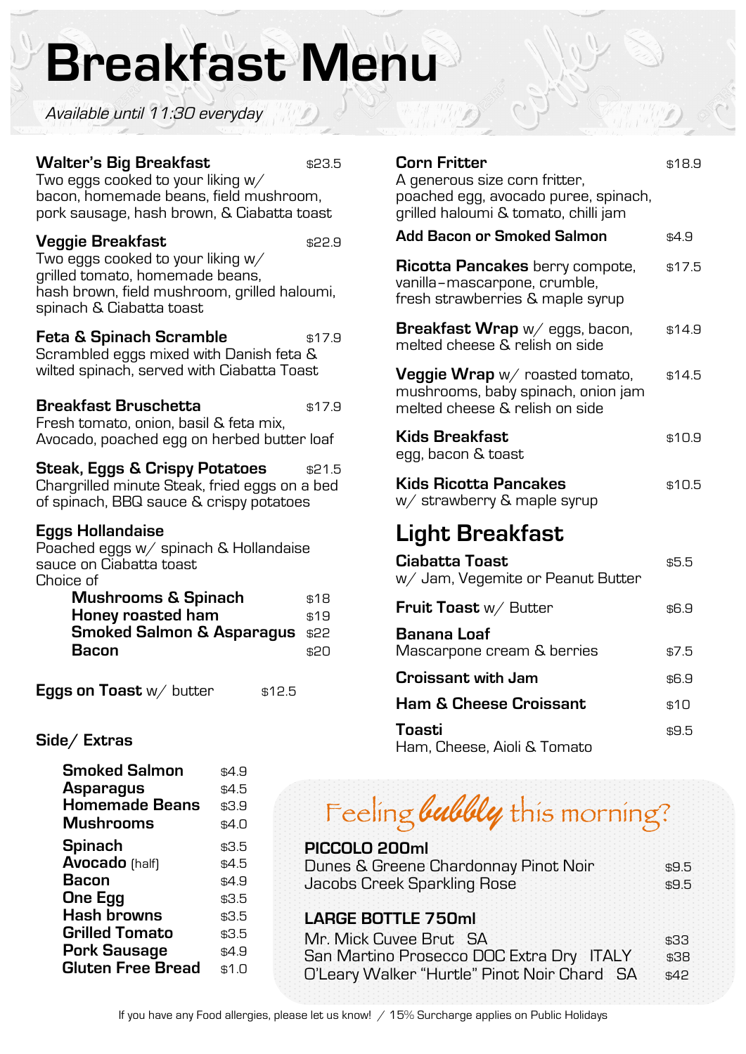# Breakfast Menu

*Available until 11:30 everyday*

**Walter's Big Breakfast** $23.5
Two eggs cooked to your liking w/ bacon, homemade beans, field mushroom, pork sausage, hash brown, & Ciabatta toast

**Veggie Breakfast** $22.9
Two eggs cooked to your liking w/ grilled tomato, homemade beans, hash brown, field mushroom, grilled haloumi, spinach & Ciabatta toast

**Feta & Spinach Scramble** $17.9
Scrambled eggs mixed with Danish feta & wilted spinach, served with Ciabatta Toast

**Breakfast Bruschetta** $17.9
Fresh tomato, onion, basil & feta mix, Avocado, poached egg on herbed butter loaf

**Steak, Eggs & Crispy Potatoes** $21.5
Chargrilled minute Steak, fried eggs on a bed of spinach, BBQ sauce & crispy potatoes

**Eggs Hollandaise**
Poached eggs w/ spinach & Hollandaise sauce on Ciabatta toast
Choice of

| | |
|---|---|
| **Mushrooms & Spinach** | $18 |
| **Honey roasted ham** | $19 |
| **Smoked Salmon & Asparagus** | $22 |
| **Bacon** | $20 |

**Eggs on Toast** w/ butter $12.5

## Side/ Extras

| | |
|---|---|
| **Smoked Salmon** | $4.9 |
| **Asparagus** | $4.5 |
| **Homemade Beans** | $3.9 |
| **Mushrooms** | $4.0 |
| **Spinach** | $3.5 |
| **Avocado** (half) | $4.5 |
| **Bacon** | $4.9 |
| **One Egg** | $3.5 |
| **Hash browns** | $3.5 |
| **Grilled Tomato** | $3.5 |
| **Pork Sausage** | $4.9 |
| **Gluten Free Bread** | $1.0 |

**Corn Fritter** $18.9
A generous size corn fritter, poached egg, avocado puree, spinach, grilled haloumi & tomato, chilli jam

**Add Bacon or Smoked Salmon** $4.9

**Ricotta Pancakes** berry compote, vanilla-mascarpone, crumble, fresh strawberries & maple syrup $17.5

**Breakfast Wrap** w/ eggs, bacon, melted cheese & relish on side $14.9

**Veggie Wrap** w/ roasted tomato, mushrooms, baby spinach, onion jam melted cheese & relish on side $14.5

**Kids Breakfast** $10.9
egg, bacon & toast

**Kids Ricotta Pancakes** $10.5
w/ strawberry & maple syrup

## Light Breakfast

**Ciabatta Toast** $5.5
w/ Jam, Vegemite or Peanut Butter

**Fruit Toast** w/ Butter $6.9

**Banana Loaf** $7.5
Mascarpone cream & berries

**Croissant with Jam** $6.9

**Ham & Cheese Croissant** $10

**Toasti** $9.5
Ham, Cheese, Aioli & Tomato

## Feeling *bubbly* this morning?

**PICCOLO 200ml**

| | |
|---|---|
| Dunes & Greene Chardonnay Pinot Noir | $9.5 |
| Jacobs Creek Sparkling Rose | $9.5 |

**LARGE BOTTLE 750ml**

| | | |
|---|---|---|
| Mr. Mick Cuvee Brut | SA | $33 |
| San Martino Prosecco DOC Extra Dry | ITALY | $38 |
| O'Leary Walker "Hurtle" Pinot Noir Chard | SA | $42 |

If you have any Food allergies, please let us know! / 15% Surcharge applies on Public Holidays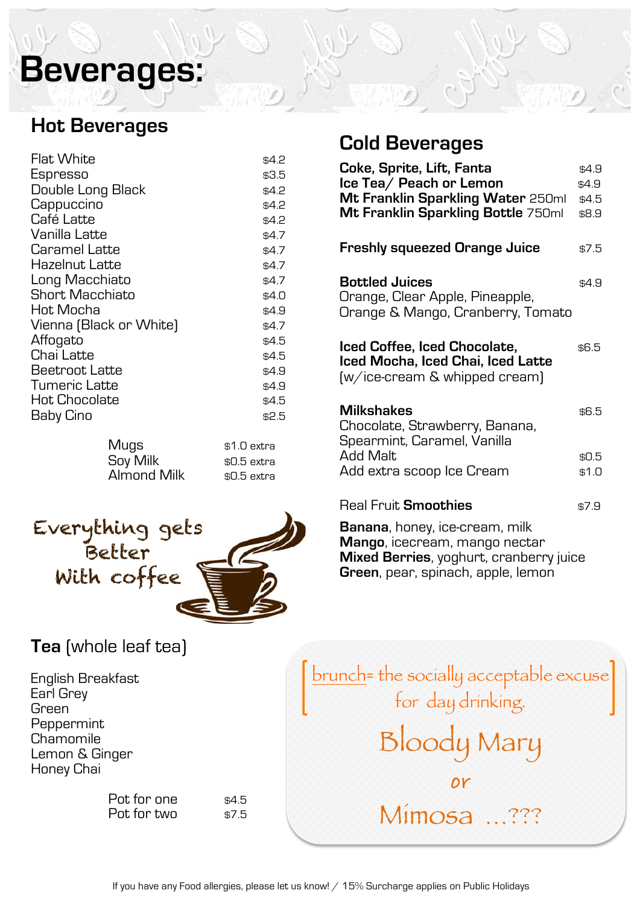# Beverages:

## Hot Beverages

| | |
|---|---|
| Flat White | $4.2 |
| Espresso | $3.5 |
| Double Long Black | $4.2 |
| Cappuccino | $4.2 |
| Café Latte | $4.2 |
| Vanilla Latte | $4.7 |
| Caramel Latte | $4.7 |
| Hazelnut Latte | $4.7 |
| Long Macchiato | $4.7 |
| Short Macchiato | $4.0 |
| Hot Mocha | $4.9 |
| Vienna (Black or White) | $4.7 |
| Affogato | $4.5 |
| Chai Latte | $4.5 |
| Beetroot Latte | $4.9 |
| Tumeric Latte | $4.9 |
| Hot Chocolate | $4.5 |
| Baby Cino | $2.5 |

| | |
|---|---|
| Mugs | $1.0 extra |
| Soy Milk | $0.5 extra |
| Almond Milk | $0.5 extra |

Everything gets Better With coffee

## Tea (whole leaf tea)

English Breakfast
Earl Grey
Green
Peppermint
Chamomile
Lemon & Ginger
Honey Chai

| | |
|---|---|
| Pot for one | $4.5 |
| Pot for two | $7.5 |

## Cold Beverages

| | |
|---|---|
| **Coke, Sprite, Lift, Fanta** | $4.9 |
| **Ice Tea/ Peach or Lemon** | $4.9 |
| **Mt Franklin Sparkling Water** 250ml | $4.5 |
| **Mt Franklin Sparkling Bottle** 750ml | $8.9 |

| | |
|---|---|
| **Freshly squeezed Orange Juice** | $7.5 |

**Bottled Juices** $4.9
Orange, Clear Apple, Pineapple, Orange & Mango, Cranberry, Tomato

**Iced Coffee, Iced Chocolate, Iced Mocha, Iced Chai, Iced Latte** $6.5
(w/ice-cream & whipped cream)

**Milkshakes** $6.5
Chocolate, Strawberry, Banana, Spearmint, Caramel, Vanilla

| | |
|---|---|
| Add Malt | $0.5 |
| Add extra scoop Ice Cream | $1.0 |

Real Fruit **Smoothies** $7.9

**Banana**, honey, ice-cream, milk
**Mango**, icecream, mango nectar
**Mixed Berries**, yoghurt, cranberry juice
**Green**, pear, spinach, apple, lemon

[brunch= the socially acceptable excuse for day drinking.]

Bloody Mary
or
Mimosa ...???

If you have any Food allergies, please let us know! / 15% Surcharge applies on Public Holidays